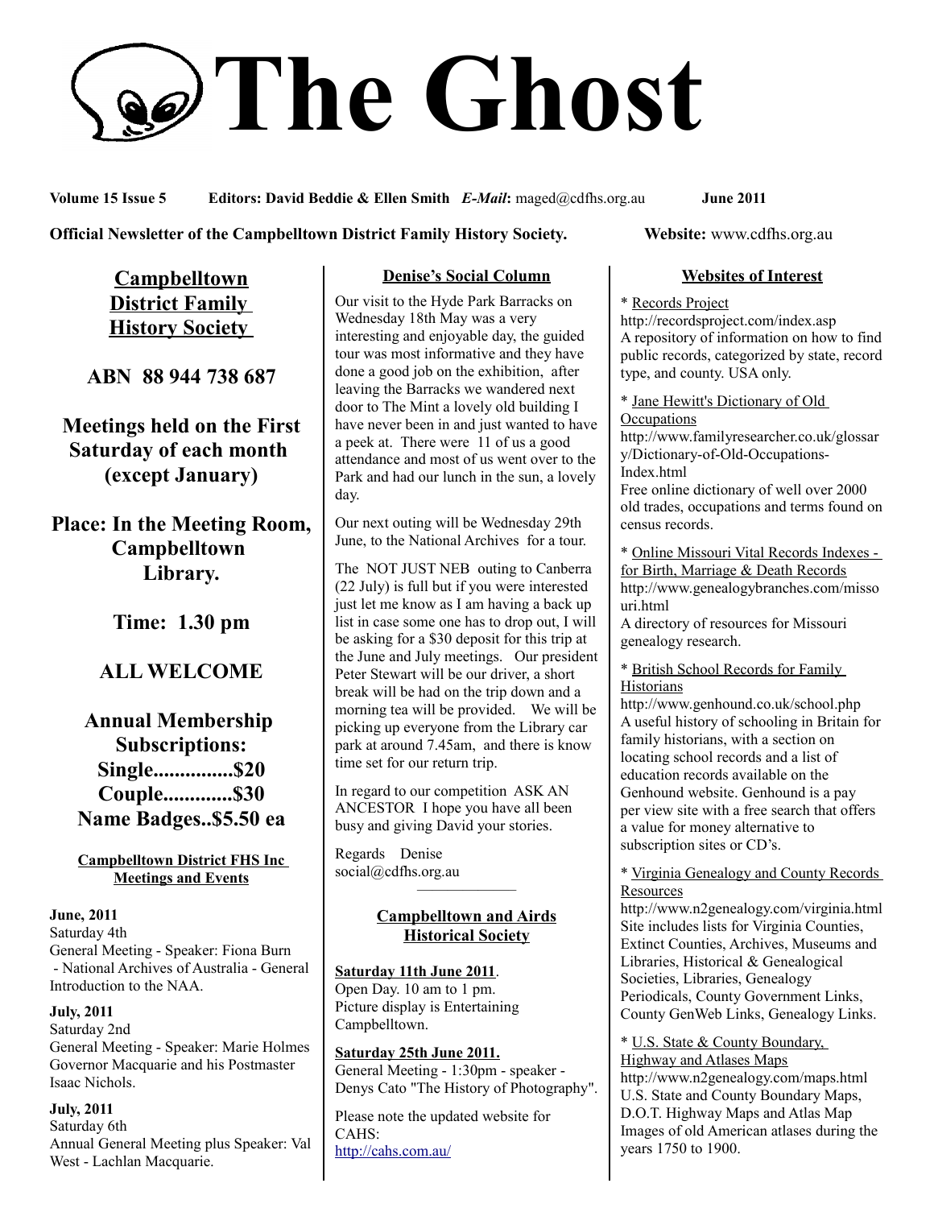# The Ghost

**Volume 15 Issue 5** **Editors: David Beddie & Ellen Smith** ***E-Mail*****:** maged@cdfhs.org.au **June 2011**

**Official Newsletter of the Campbelltown District Family History Society.** **Website:** www.cdfhs.org.au

## Campbelltown District Family History Society

**ABN 88 944 738 687**

**Meetings held on the First Saturday of each month (except January)**

**Place: In the Meeting Room, Campbelltown Library.**

**Time: 1.30 pm**

**ALL WELCOME**

**Annual Membership Subscriptions:**
**Single...............$20**
**Couple.............$30**
**Name Badges..$5.50 ea**

### Campbelltown District FHS Inc Meetings and Events

**June, 2011**
Saturday 4th
General Meeting - Speaker: Fiona Burn - National Archives of Australia - General Introduction to the NAA.

**July, 2011**
Saturday 2nd
General Meeting - Speaker: Marie Holmes Governor Macquarie and his Postmaster Isaac Nichols.

**July, 2011**
Saturday 6th
Annual General Meeting plus Speaker: Val West - Lachlan Macquarie.

### Denise's Social Column

Our visit to the Hyde Park Barracks on Wednesday 18th May was a very interesting and enjoyable day, the guided tour was most informative and they have done a good job on the exhibition, after leaving the Barracks we wandered next door to The Mint a lovely old building I have never been in and just wanted to have a peek at. There were 11 of us a good attendance and most of us went over to the Park and had our lunch in the sun, a lovely day.

Our next outing will be Wednesday 29th June, to the National Archives for a tour.

The NOT JUST NEB outing to Canberra (22 July) is full but if you were interested just let me know as I am having a back up list in case some one has to drop out, I will be asking for a $30 deposit for this trip at the June and July meetings. Our president Peter Stewart will be our driver, a short break will be had on the trip down and a morning tea will be provided. We will be picking up everyone from the Library car park at around 7.45am, and there is know time set for our return trip.

In regard to our competition ASK AN ANCESTOR I hope you have all been busy and giving David your stories.

Regards Denise
social@cdfhs.org.au

---

### Campbelltown and Airds Historical Society

**Saturday 11th June 2011**.
Open Day. 10 am to 1 pm.
Picture display is Entertaining Campbelltown.

**Saturday 25th June 2011.**
General Meeting - 1:30pm - speaker - Denys Cato "The History of Photography".

Please note the updated website for CAHS:
http://cahs.com.au/

### Websites of Interest

* Records Project
http://recordsproject.com/index.asp
A repository of information on how to find public records, categorized by state, record type, and county. USA only.

* Jane Hewitt's Dictionary of Old Occupations
http://www.familyresearcher.co.uk/glossary/Dictionary-of-Old-Occupations-Index.html
Free online dictionary of well over 2000 old trades, occupations and terms found on census records.

* Online Missouri Vital Records Indexes - for Birth, Marriage & Death Records
http://www.genealogybranches.com/missouri.html
A directory of resources for Missouri genealogy research.

* British School Records for Family Historians
http://www.genhound.co.uk/school.php
A useful history of schooling in Britain for family historians, with a section on locating school records and a list of education records available on the Genhound website. Genhound is a pay per view site with a free search that offers a value for money alternative to subscription sites or CD's.

* Virginia Genealogy and County Records Resources
http://www.n2genealogy.com/virginia.html
Site includes lists for Virginia Counties, Extinct Counties, Archives, Museums and Libraries, Historical & Genealogical Societies, Libraries, Genealogy Periodicals, County Government Links, County GenWeb Links, Genealogy Links.

* U.S. State & County Boundary, Highway and Atlases Maps
http://www.n2genealogy.com/maps.html
U.S. State and County Boundary Maps, D.O.T. Highway Maps and Atlas Map Images of old American atlases during the years 1750 to 1900.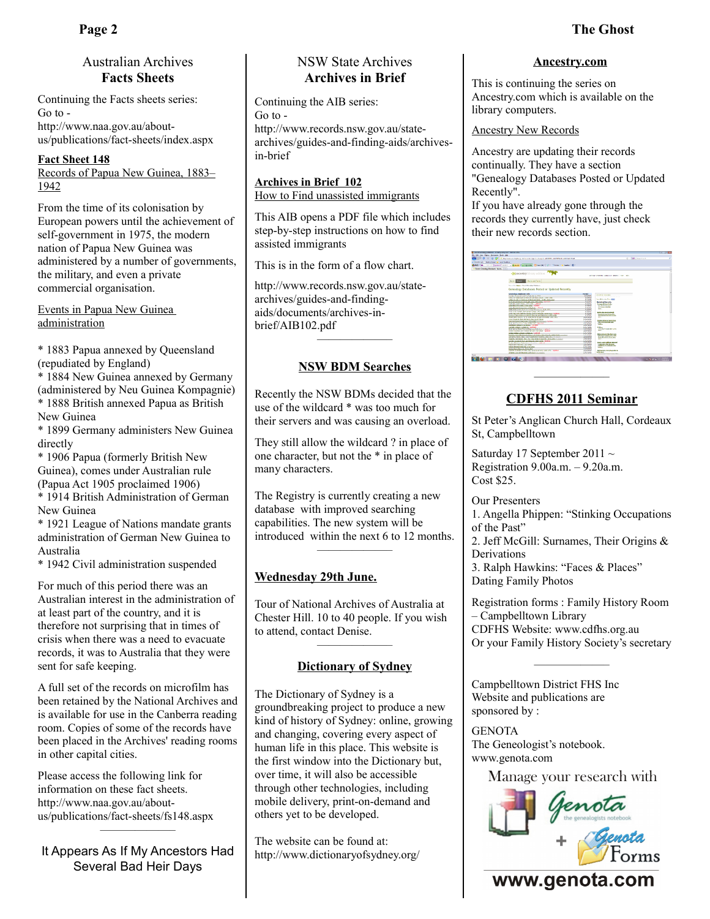Australian Archives
**Facts Sheets**

Continuing the Facts sheets series:
Go to -
http://www.naa.gov.au/about-us/publications/fact-sheets/index.aspx

**Fact Sheet 148**
Records of Papua New Guinea, 1883–1942

From the time of its colonisation by European powers until the achievement of self-government in 1975, the modern nation of Papua New Guinea was administered by a number of governments, the military, and even a private commercial organisation.

Events in Papua New Guinea administration

* 1883 Papua annexed by Queensland (repudiated by England)
* 1884 New Guinea annexed by Germany (administered by Neu Guinea Kompagnie)
* 1888 British annexed Papua as British New Guinea
* 1899 Germany administers New Guinea directly
* 1906 Papua (formerly British New Guinea), comes under Australian rule (Papua Act 1905 proclaimed 1906)
* 1914 British Administration of German New Guinea
* 1921 League of Nations mandate grants administration of German New Guinea to Australia
* 1942 Civil administration suspended

For much of this period there was an Australian interest in the administration of at least part of the country, and it is therefore not surprising that in times of crisis when there was a need to evacuate records, it was to Australia that they were sent for safe keeping.

A full set of the records on microfilm has been retained by the National Archives and is available for use in the Canberra reading room. Copies of some of the records have been placed in the Archives' reading rooms in other capital cities.

Please access the following link for information on these fact sheets.
http://www.naa.gov.au/about-us/publications/fact-sheets/fs148.aspx

---

It Appears As If My Ancestors Had Several Bad Heir Days

NSW State Archives
**Archives in Brief**

Continuing the AIB series:
Go to -
http://www.records.nsw.gov.au/state-archives/guides-and-finding-aids/archives-in-brief

**Archives in Brief 102**
How to Find unassisted immigrants

This AIB opens a PDF file which includes step-by-step instructions on how to find assisted immigrants

This is in the form of a flow chart.

http://www.records.nsw.gov.au/state-archives/guides-and-finding-aids/documents/archives-in-brief/AIB102.pdf

---

**NSW BDM Searches**

Recently the NSW BDMs decided that the use of the wildcard * was too much for their servers and was causing an overload.

They still allow the wildcard ? in place of one character, but not the * in place of many characters.

The Registry is currently creating a new database with improved searching capabilities. The new system will be introduced within the next 6 to 12 months.

---

**Wednesday 29th June.**

Tour of National Archives of Australia at Chester Hill. 10 to 40 people. If you wish to attend, contact Denise.

---

**Dictionary of Sydney**

The Dictionary of Sydney is a groundbreaking project to produce a new kind of history of Sydney: online, growing and changing, covering every aspect of human life in this place. This website is the first window into the Dictionary but, over time, it will also be accessible through other technologies, including mobile delivery, print-on-demand and others yet to be developed.

The website can be found at:
http://www.dictionaryofsydney.org/

**Ancestry.com**

This is continuing the series on Ancestry.com which is available on the library computers.

Ancestry New Records

Ancestry are updating their records continually. They have a section "Genealogy Databases Posted or Updated Recently".
If you have already gone through the records they currently have, just check their new records section.

---

**CDFHS 2011 Seminar**

St Peter's Anglican Church Hall, Cordeaux St, Campbelltown

Saturday 17 September 2011 ~
Registration 9.00a.m. – 9.20a.m.
Cost $25.

Our Presenters
1. Angella Phippen: "Stinking Occupations of the Past"
2. Jeff McGill: Surnames, Their Origins & Derivations
3. Ralph Hawkins: "Faces & Places" Dating Family Photos

Registration forms : Family History Room – Campbelltown Library
CDFHS Website: www.cdfhs.org.au
Or your Family History Society's secretary

---

Campbelltown District FHS Inc
Website and publications are sponsored by :

GENOTA
The Geneologist's notebook.
www.genota.com

Manage your research with
Genota
the genealogists notebook
+ Genota Forms
www.genota.com